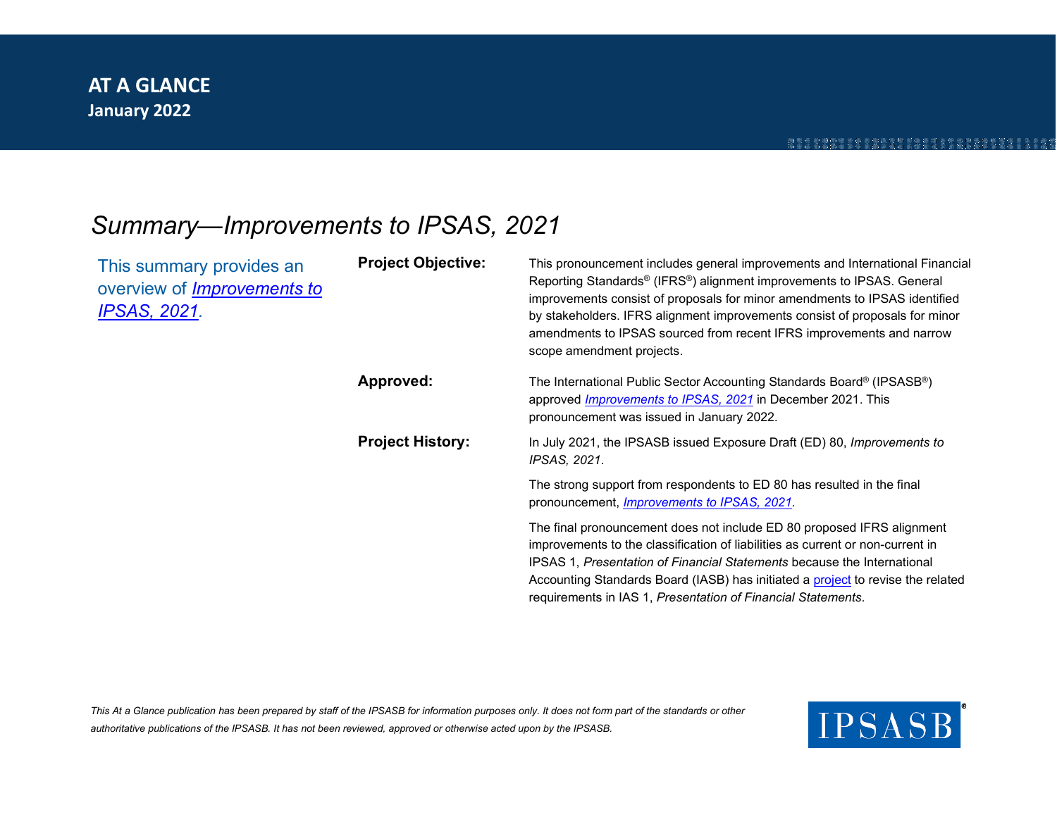**AT A GLANCE**
**January 2022**

# *Summary—Improvements to IPSAS, 2021*

This summary provides an overview of *Improvements to IPSAS, 2021*.

**Project Objective:**

This pronouncement includes general improvements and International Financial Reporting Standards® (IFRS®) alignment improvements to IPSAS. General improvements consist of proposals for minor amendments to IPSAS identified by stakeholders. IFRS alignment improvements consist of proposals for minor amendments to IPSAS sourced from recent IFRS improvements and narrow scope amendment projects.

**Approved:**

The International Public Sector Accounting Standards Board® (IPSASB®) approved *Improvements to IPSAS, 2021* in December 2021. This pronouncement was issued in January 2022.

**Project History:**

In July 2021, the IPSASB issued Exposure Draft (ED) 80, *Improvements to IPSAS, 2021*.

The strong support from respondents to ED 80 has resulted in the final pronouncement, *Improvements to IPSAS, 2021*.

The final pronouncement does not include ED 80 proposed IFRS alignment improvements to the classification of liabilities as current or non-current in IPSAS 1, *Presentation of Financial Statements* because the International Accounting Standards Board (IASB) has initiated a project to revise the related requirements in IAS 1, *Presentation of Financial Statements*.

*This At a Glance publication has been prepared by staff of the IPSASB for information purposes only. It does not form part of the standards or other authoritative publications of the IPSASB. It has not been reviewed, approved or otherwise acted upon by the IPSASB.*

IPSASB®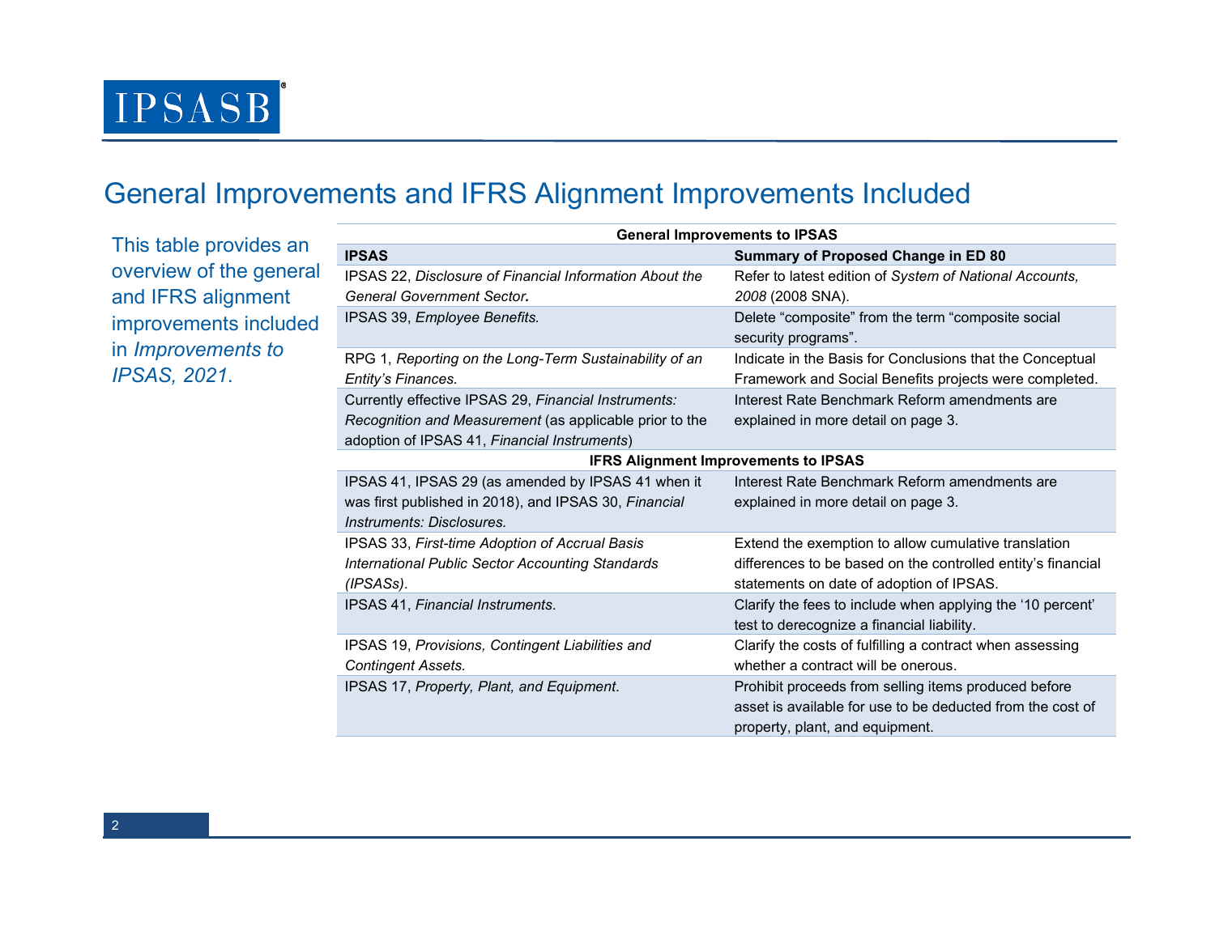# General Improvements and IFRS Alignment Improvements Included

This table provides an overview of the general and IFRS alignment improvements included in *Improvements to IPSAS, 2021*.

| **General Improvements to IPSAS** | |
|---|---|
| **IPSAS** | **Summary of Proposed Change in ED 80** |
| IPSAS 22, *Disclosure of Financial Information About the General Government Sector***.** | Refer to latest edition of *System of National Accounts, 2008* (2008 SNA). |
| IPSAS 39, *Employee Benefits.* | Delete "composite" from the term "composite social security programs". |
| RPG 1, *Reporting on the Long-Term Sustainability of an Entity's Finances.* | Indicate in the Basis for Conclusions that the Conceptual Framework and Social Benefits projects were completed. |
| Currently effective IPSAS 29, *Financial Instruments: Recognition and Measurement* (as applicable prior to the adoption of IPSAS 41, *Financial Instruments*) | Interest Rate Benchmark Reform amendments are explained in more detail on page 3. |
| **IFRS Alignment Improvements to IPSAS** | |
| IPSAS 41, IPSAS 29 (as amended by IPSAS 41 when it was first published in 2018), and IPSAS 30, *Financial Instruments: Disclosures.* | Interest Rate Benchmark Reform amendments are explained in more detail on page 3. |
| IPSAS 33, *First-time Adoption of Accrual Basis International Public Sector Accounting Standards (IPSASs).* | Extend the exemption to allow cumulative translation differences to be based on the controlled entity's financial statements on date of adoption of IPSAS. |
| IPSAS 41, *Financial Instruments*. | Clarify the fees to include when applying the '10 percent' test to derecognize a financial liability. |
| IPSAS 19, *Provisions, Contingent Liabilities and Contingent Assets.* | Clarify the costs of fulfilling a contract when assessing whether a contract will be onerous. |
| IPSAS 17, *Property, Plant, and Equipment*. | Prohibit proceeds from selling items produced before asset is available for use to be deducted from the cost of property, plant, and equipment. |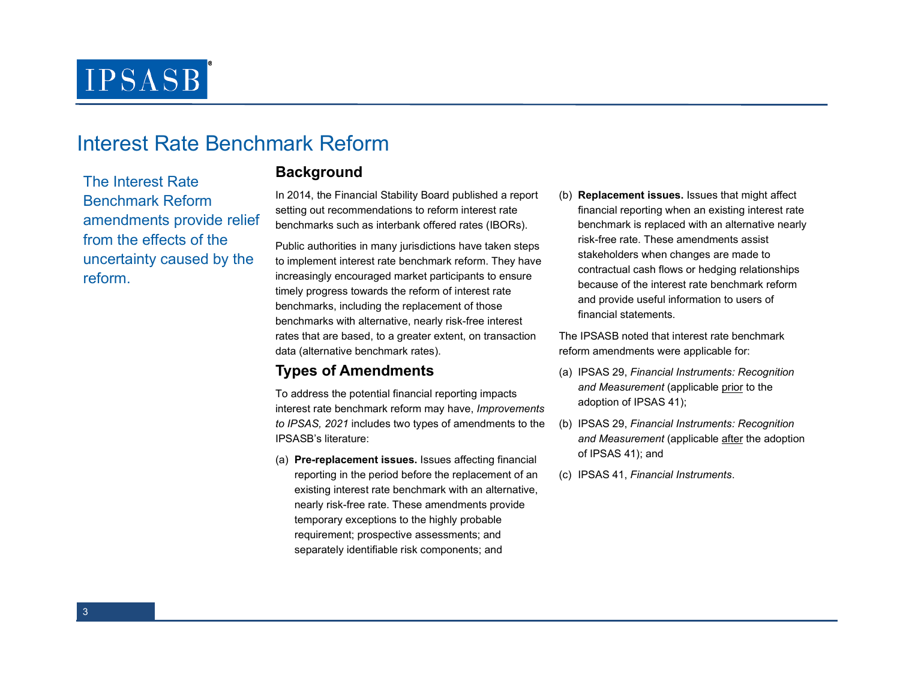# Interest Rate Benchmark Reform

The Interest Rate Benchmark Reform amendments provide relief from the effects of the uncertainty caused by the reform.

## Background

In 2014, the Financial Stability Board published a report setting out recommendations to reform interest rate benchmarks such as interbank offered rates (IBORs).

Public authorities in many jurisdictions have taken steps to implement interest rate benchmark reform. They have increasingly encouraged market participants to ensure timely progress towards the reform of interest rate benchmarks, including the replacement of those benchmarks with alternative, nearly risk-free interest rates that are based, to a greater extent, on transaction data (alternative benchmark rates).

## Types of Amendments

To address the potential financial reporting impacts interest rate benchmark reform may have, *Improvements to IPSAS, 2021* includes two types of amendments to the IPSASB's literature:

(a) **Pre-replacement issues.** Issues affecting financial reporting in the period before the replacement of an existing interest rate benchmark with an alternative, nearly risk-free rate. These amendments provide temporary exceptions to the highly probable requirement; prospective assessments; and separately identifiable risk components; and

(b) **Replacement issues.** Issues that might affect financial reporting when an existing interest rate benchmark is replaced with an alternative nearly risk-free rate. These amendments assist stakeholders when changes are made to contractual cash flows or hedging relationships because of the interest rate benchmark reform and provide useful information to users of financial statements.

The IPSASB noted that interest rate benchmark reform amendments were applicable for:

(a) IPSAS 29, *Financial Instruments: Recognition and Measurement* (applicable <u>prior</u> to the adoption of IPSAS 41);

(b) IPSAS 29, *Financial Instruments: Recognition and Measurement* (applicable <u>after</u> the adoption of IPSAS 41); and

(c) IPSAS 41, *Financial Instruments*.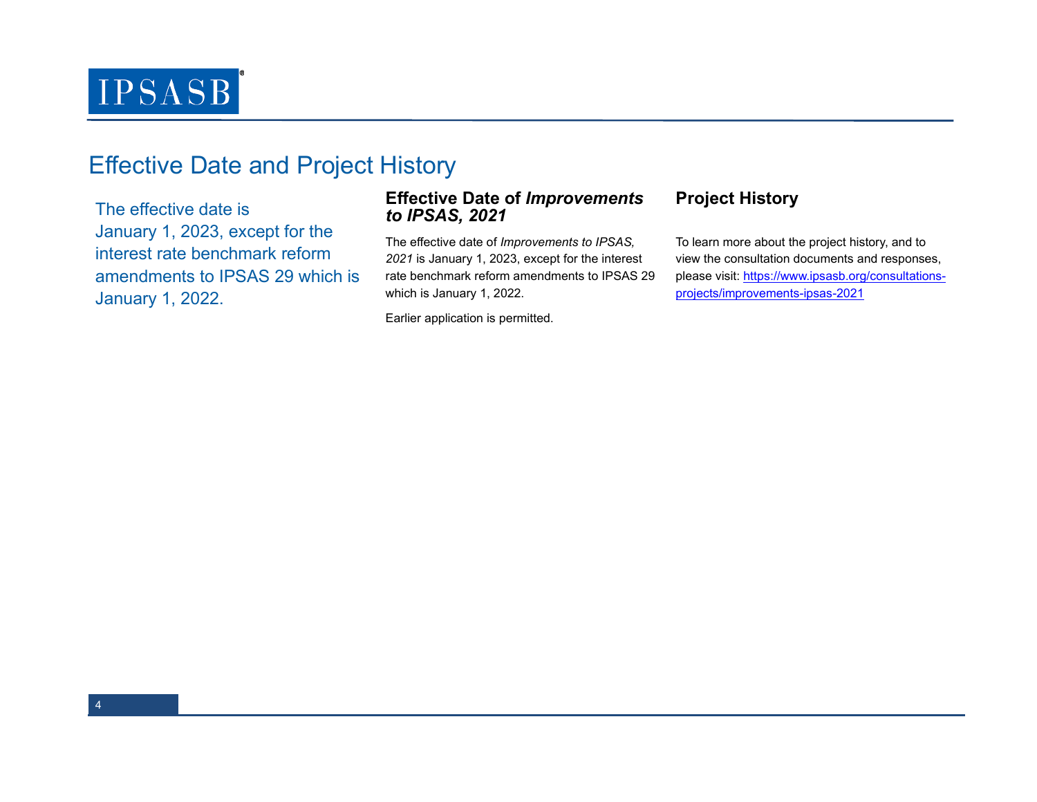# Effective Date and Project History

The effective date is January 1, 2023, except for the interest rate benchmark reform amendments to IPSAS 29 which is January 1, 2022.

## Effective Date of *Improvements to IPSAS, 2021*

The effective date of *Improvements to IPSAS, 2021* is January 1, 2023, except for the interest rate benchmark reform amendments to IPSAS 29 which is January 1, 2022.

Earlier application is permitted.

## Project History

To learn more about the project history, and to view the consultation documents and responses, please visit: [https://www.ipsasb.org/consultations-projects/improvements-ipsas-2021](https://www.ipsasb.org/consultations-projects/improvements-ipsas-2021)